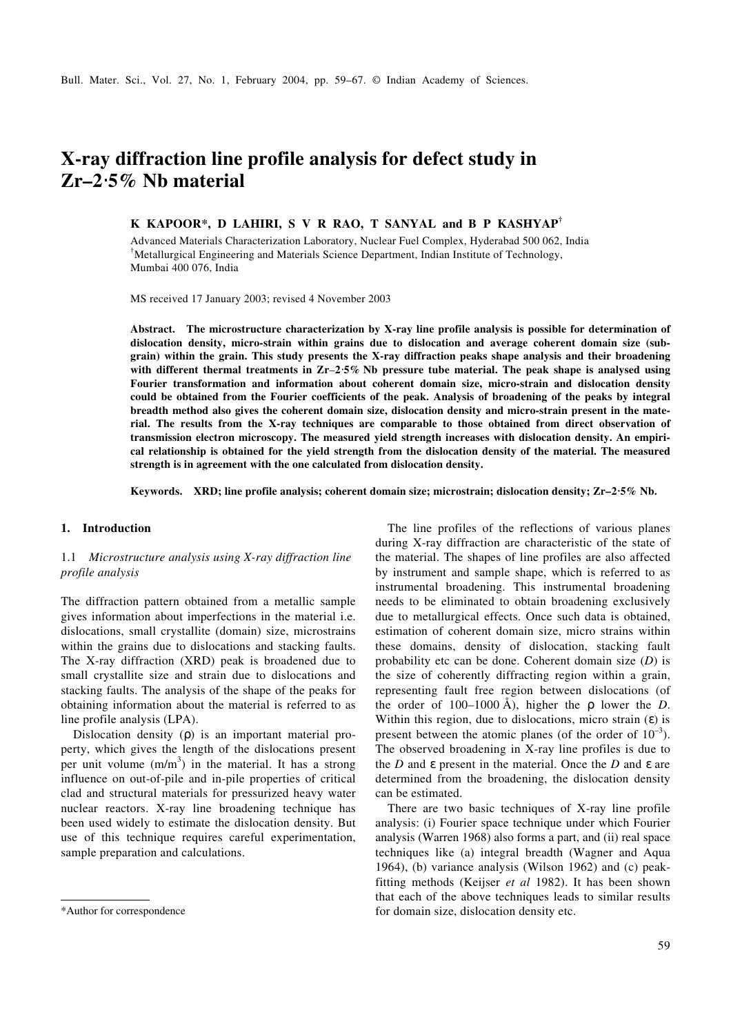# X-ray diffraction line profile analysis for defect study in Zr–2·5% Nb material

**K KAPOOR*, D LAHIRI, S V R RAO, T SANYAL and B P KASHYAP[†]**

Advanced Materials Characterization Laboratory, Nuclear Fuel Complex, Hyderabad 500 062, India
[†]Metallurgical Engineering and Materials Science Department, Indian Institute of Technology, Mumbai 400 076, India

MS received 17 January 2003; revised 4 November 2003

**Abstract.** The microstructure characterization by X-ray line profile analysis is possible for determination of dislocation density, micro-strain within grains due to dislocation and average coherent domain size (subgrain) within the grain. This study presents the X-ray diffraction peaks shape analysis and their broadening with different thermal treatments in Zr–2·5% Nb pressure tube material. The peak shape is analysed using Fourier transformation and information about coherent domain size, micro-strain and dislocation density could be obtained from the Fourier coefficients of the peak. Analysis of broadening of the peaks by integral breadth method also gives the coherent domain size, dislocation density and micro-strain present in the material. The results from the X-ray techniques are comparable to those obtained from direct observation of transmission electron microscopy. The measured yield strength increases with dislocation density. An empirical relationship is obtained for the yield strength from the dislocation density of the material. The measured strength is in agreement with the one calculated from dislocation density.

**Keywords.** XRD; line profile analysis; coherent domain size; microstrain; dislocation density; Zr–2·5% Nb.

## 1. Introduction

### 1.1 *Microstructure analysis using X-ray diffraction line profile analysis*

The diffraction pattern obtained from a metallic sample gives information about imperfections in the material i.e. dislocations, small crystallite (domain) size, microstrains within the grains due to dislocations and stacking faults. The X-ray diffraction (XRD) peak is broadened due to small crystallite size and strain due to dislocations and stacking faults. The analysis of the shape of the peaks for obtaining information about the material is referred to as line profile analysis (LPA).

Dislocation density ($\rho$) is an important material property, which gives the length of the dislocations present per unit volume ($m/m^3$) in the material. It has a strong influence on out-of-pile and in-pile properties of critical clad and structural materials for pressurized heavy water nuclear reactors. X-ray line broadening technique has been used widely to estimate the dislocation density. But use of this technique requires careful experimentation, sample preparation and calculations.

The line profiles of the reflections of various planes during X-ray diffraction are characteristic of the state of the material. The shapes of line profiles are also affected by instrument and sample shape, which is referred to as instrumental broadening. This instrumental broadening needs to be eliminated to obtain broadening exclusively due to metallurgical effects. Once such data is obtained, estimation of coherent domain size, micro strains within these domains, density of dislocation, stacking fault probability etc can be done. Coherent domain size ($D$) is the size of coherently diffracting region within a grain, representing fault free region between dislocations (of the order of 100–1000 Å), higher the $\rho$ lower the $D$. Within this region, due to dislocations, micro strain ($\varepsilon$) is present between the atomic planes (of the order of $10^{-3}$). The observed broadening in X-ray line profiles is due to the $D$ and $\varepsilon$ present in the material. Once the $D$ and $\varepsilon$ are determined from the broadening, the dislocation density can be estimated.

There are two basic techniques of X-ray line profile analysis: (i) Fourier space technique under which Fourier analysis (Warren 1968) also forms a part, and (ii) real space techniques like (a) integral breadth (Wagner and Aqua 1964), (b) variance analysis (Wilson 1962) and (c) peak-fitting methods (Keijser *et al* 1982). It has been shown that each of the above techniques leads to similar results for domain size, dislocation density etc.

*Author for correspondence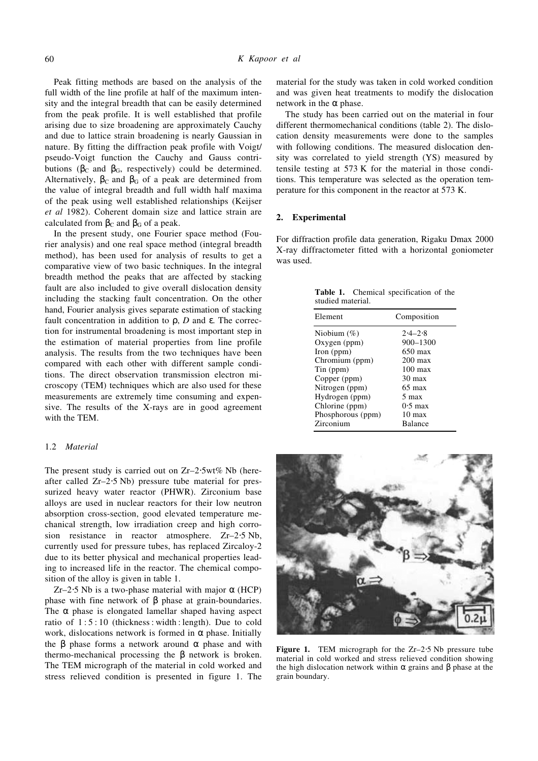Peak fitting methods are based on the analysis of the full width of the line profile at half of the maximum intensity and the integral breadth that can be easily determined from the peak profile. It is well established that profile arising due to size broadening are approximately Cauchy and due to lattice strain broadening is nearly Gaussian in nature. By fitting the diffraction peak profile with Voigt/pseudo-Voigt function the Cauchy and Gauss contributions ($\beta_C$ and $\beta_G$, respectively) could be determined. Alternatively, $\beta_C$ and $\beta_G$ of a peak are determined from the value of integral breadth and full width half maxima of the peak using well established relationships (Keijser *et al* 1982). Coherent domain size and lattice strain are calculated from $\beta_C$ and $\beta_G$ of a peak.

In the present study, one Fourier space method (Fourier analysis) and one real space method (integral breadth method), has been used for analysis of results to get a comparative view of two basic techniques. In the integral breadth method the peaks that are affected by stacking fault are also included to give overall dislocation density including the stacking fault concentration. On the other hand, Fourier analysis gives separate estimation of stacking fault concentration in addition to $\rho$, $D$ and $\varepsilon$. The correction for instrumental broadening is most important step in the estimation of material properties from line profile analysis. The results from the two techniques have been compared with each other with different sample conditions. The direct observation transmission electron microscopy (TEM) techniques which are also used for these measurements are extremely time consuming and expensive. The results of the X-rays are in good agreement with the TEM.

### 1.2 *Material*

The present study is carried out on Zr–2·5wt% Nb (hereafter called Zr–2·5 Nb) pressure tube material for pressurized heavy water reactor (PHWR). Zirconium base alloys are used in nuclear reactors for their low neutron absorption cross-section, good elevated temperature mechanical strength, low irradiation creep and high corrosion resistance in reactor atmosphere. Zr–2·5 Nb, currently used for pressure tubes, has replaced Zircaloy-2 due to its better physical and mechanical properties leading to increased life in the reactor. The chemical composition of the alloy is given in table 1.

Zr–2·5 Nb is a two-phase material with major $\alpha$ (HCP) phase with fine network of $\beta$ phase at grain-boundaries. The $\alpha$ phase is elongated lamellar shaped having aspect ratio of 1 : 5 : 10 (thickness : width : length). Due to cold work, dislocations network is formed in $\alpha$ phase. Initially the $\beta$ phase forms a network around $\alpha$ phase and with thermo-mechanical processing the $\beta$ network is broken. The TEM micrograph of the material in cold worked and stress relieved condition is presented in figure 1. The material for the study was taken in cold worked condition and was given heat treatments to modify the dislocation network in the $\alpha$ phase.

The study has been carried out on the material in four different thermomechanical conditions (table 2). The dislocation density measurements were done to the samples with following conditions. The measured dislocation density was correlated to yield strength (YS) measured by tensile testing at 573 K for the material in those conditions. This temperature was selected as the operation temperature for this component in the reactor at 573 K.

## 2. Experimental

For diffraction profile data generation, Rigaku Dmax 2000 X-ray diffractometer fitted with a horizontal goniometer was used.

**Table 1.** Chemical specification of the studied material.

| Element | Composition |
|---|---|
| Niobium (%) | 2·4–2·8 |
| Oxygen (ppm) | 900–1300 |
| Iron (ppm) | 650 max |
| Chromium (ppm) | 200 max |
| Tin (ppm) | 100 max |
| Copper (ppm) | 30 max |
| Nitrogen (ppm) | 65 max |
| Hydrogen (ppm) | 5 max |
| Chlorine (ppm) | 0·5 max |
| Phosphorous (ppm) | 10 max |
| Zirconium | Balance |

**Figure 1.** TEM micrograph for the Zr–2·5 Nb pressure tube material in cold worked and stress relieved condition showing the high dislocation network within $\alpha$ grains and $\beta$ phase at the grain boundary.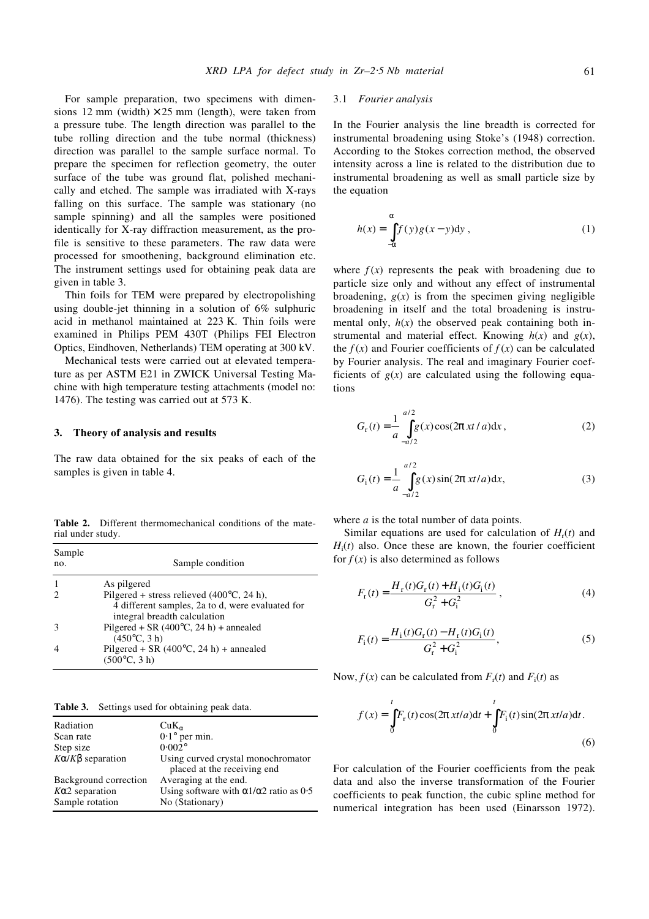For sample preparation, two specimens with dimensions 12 mm (width) × 25 mm (length), were taken from a pressure tube. The length direction was parallel to the tube rolling direction and the tube normal (thickness) direction was parallel to the sample surface normal. To prepare the specimen for reflection geometry, the outer surface of the tube was ground flat, polished mechanically and etched. The sample was irradiated with X-rays falling on this surface. The sample was stationary (no sample spinning) and all the samples were positioned identically for X-ray diffraction measurement, as the profile is sensitive to these parameters. The raw data were processed for smoothening, background elimination etc. The instrument settings used for obtaining peak data are given in table 3.

Thin foils for TEM were prepared by electropolishing using double-jet thinning in a solution of 6% sulphuric acid in methanol maintained at 223 K. Thin foils were examined in Philips PEM 430T (Philips FEI Electron Optics, Eindhoven, Netherlands) TEM operating at 300 kV.

Mechanical tests were carried out at elevated temperature as per ASTM E21 in ZWICK Universal Testing Machine with high temperature testing attachments (model no: 1476). The testing was carried out at 573 K.

## 3. Theory of analysis and results

The raw data obtained for the six peaks of each of the samples is given in table 4.

**Table 2.** Different thermomechanical conditions of the material under study.

| Sample no. | Sample condition |
|---|---|
| 1 | As pilgered |
| 2 | Pilgered + stress relieved (400°C, 24 h), 4 different samples, 2a to d, were evaluated for integral breadth calculation |
| 3 | Pilgered + SR (400°C, 24 h) + annealed (450°C, 3 h) |
| 4 | Pilgered + SR (400°C, 24 h) + annealed (500°C, 3 h) |

**Table 3.** Settings used for obtaining peak data.

| | |
|---|---|
| Radiation | $CuK_\alpha$ |
| Scan rate | 0·1° per min. |
| Step size | 0·002° |
| $K\alpha/K\beta$ separation | Using curved crystal monochromator placed at the receiving end |
| Background correction | Averaging at the end. |
| $K\alpha 2$ separation | Using software with $\alpha 1/\alpha 2$ ratio as 0·5 |
| Sample rotation | No (Stationary) |

### 3.1 Fourier analysis

In the Fourier analysis the line breadth is corrected for instrumental broadening using Stoke's (1948) correction. According to the Stokes correction method, the observed intensity across a line is related to the distribution due to instrumental broadening as well as small particle size by the equation

$$h(x) = \int_{-\alpha}^{\alpha} f(y)g(x-y)\mathrm{d}y\,, \tag{1}$$

where $f(x)$ represents the peak with broadening due to particle size only and without any effect of instrumental broadening, $g(x)$ is from the specimen giving negligible broadening in itself and the total broadening is instrumental only, $h(x)$ the observed peak containing both instrumental and material effect. Knowing $h(x)$ and $g(x)$, the $f(x)$ and Fourier coefficients of $f(x)$ can be calculated by Fourier analysis. The real and imaginary Fourier coefficients of $g(x)$ are calculated using the following equations

$$G_\mathrm{r}(t) = \frac{1}{a}\int_{-a/2}^{a/2} g(x)\cos(2\pi xt/a)\mathrm{d}x\,, \tag{2}$$

$$G_\mathrm{i}(t) = \frac{1}{a}\int_{-a/2}^{a/2} g(x)\sin(2\pi xt/a)\mathrm{d}x, \tag{3}$$

where $a$ is the total number of data points.

Similar equations are used for calculation of $H_\mathrm{r}(t)$ and $H_\mathrm{i}(t)$ also. Once these are known, the fourier coefficient for $f(x)$ is also determined as follows

$$F_\mathrm{r}(t) = \frac{H_\mathrm{r}(t)G_\mathrm{r}(t) + H_\mathrm{i}(t)G_\mathrm{i}(t)}{G_\mathrm{r}^2 + G_\mathrm{i}^2}\,, \tag{4}$$

$$F_\mathrm{i}(t) = \frac{H_\mathrm{i}(t)G_\mathrm{r}(t) - H_\mathrm{r}(t)G_\mathrm{i}(t)}{G_\mathrm{r}^2 + G_\mathrm{i}^2}, \tag{5}$$

Now, $f(x)$ can be calculated from $F_\mathrm{r}(t)$ and $F_\mathrm{i}(t)$ as

$$f(x) = \int_0^t F_\mathrm{r}(t)\cos(2\pi xt/a)\mathrm{d}t + \int_0^t F_\mathrm{i}(t)\sin(2\pi xt/a)\mathrm{d}t\,. \tag{6}$$

For calculation of the Fourier coefficients from the peak data and also the inverse transformation of the Fourier coefficients to peak function, the cubic spline method for numerical integration has been used (Einarsson 1972).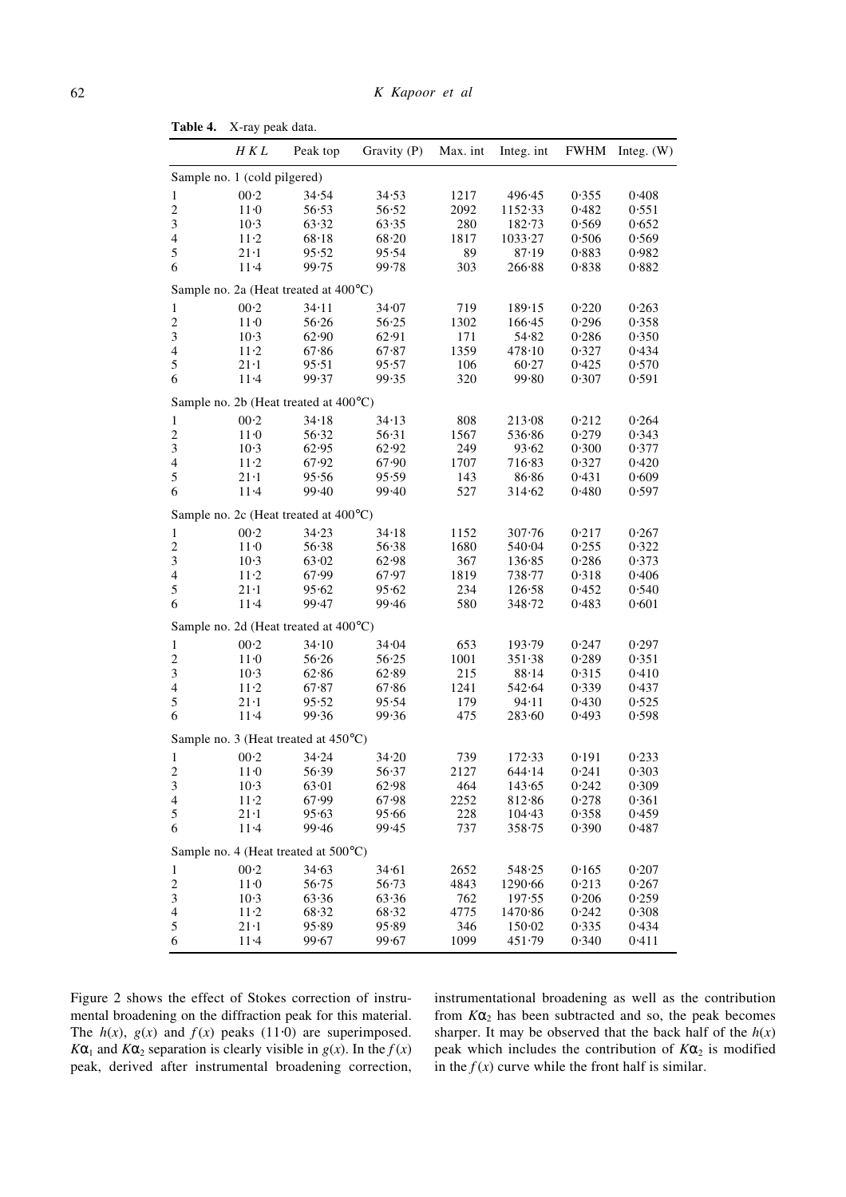**Table 4.** X-ray peak data.

| | HKL | Peak top | Gravity (P) | Max. int | Integ. int | FWHM | Integ. (W) |
|---|---|---|---|---|---|---|---|
| Sample no. 1 (cold pilgered) | | | | | | | |
| 1 | 00·2 | 34·54 | 34·53 | 1217 | 496·45 | 0·355 | 0·408 |
| 2 | 11·0 | 56·53 | 56·52 | 2092 | 1152·33 | 0·482 | 0·551 |
| 3 | 10·3 | 63·32 | 63·35 | 280 | 182·73 | 0·569 | 0·652 |
| 4 | 11·2 | 68·18 | 68·20 | 1817 | 1033·27 | 0·506 | 0·569 |
| 5 | 21·1 | 95·52 | 95·54 | 89 | 87·19 | 0·883 | 0·982 |
| 6 | 11·4 | 99·75 | 99·78 | 303 | 266·88 | 0·838 | 0·882 |
| Sample no. 2a (Heat treated at 400°C) | | | | | | | |
| 1 | 00·2 | 34·11 | 34·07 | 719 | 189·15 | 0·220 | 0·263 |
| 2 | 11·0 | 56·26 | 56·25 | 1302 | 166·45 | 0·296 | 0·358 |
| 3 | 10·3 | 62·90 | 62·91 | 171 | 54·82 | 0·286 | 0·350 |
| 4 | 11·2 | 67·86 | 67·87 | 1359 | 478·10 | 0·327 | 0·434 |
| 5 | 21·1 | 95·51 | 95·57 | 106 | 60·27 | 0·425 | 0·570 |
| 6 | 11·4 | 99·37 | 99·35 | 320 | 99·80 | 0·307 | 0·591 |
| Sample no. 2b (Heat treated at 400°C) | | | | | | | |
| 1 | 00·2 | 34·18 | 34·13 | 808 | 213·08 | 0·212 | 0·264 |
| 2 | 11·0 | 56·32 | 56·31 | 1567 | 536·86 | 0·279 | 0·343 |
| 3 | 10·3 | 62·95 | 62·92 | 249 | 93·62 | 0·300 | 0·377 |
| 4 | 11·2 | 67·92 | 67·90 | 1707 | 716·83 | 0·327 | 0·420 |
| 5 | 21·1 | 95·56 | 95·59 | 143 | 86·86 | 0·431 | 0·609 |
| 6 | 11·4 | 99·40 | 99·40 | 527 | 314·62 | 0·480 | 0·597 |
| Sample no. 2c (Heat treated at 400°C) | | | | | | | |
| 1 | 00·2 | 34·23 | 34·18 | 1152 | 307·76 | 0·217 | 0·267 |
| 2 | 11·0 | 56·38 | 56·38 | 1680 | 540·04 | 0·255 | 0·322 |
| 3 | 10·3 | 63·02 | 62·98 | 367 | 136·85 | 0·286 | 0·373 |
| 4 | 11·2 | 67·99 | 67·97 | 1819 | 738·77 | 0·318 | 0·406 |
| 5 | 21·1 | 95·62 | 95·62 | 234 | 126·58 | 0·452 | 0·540 |
| 6 | 11·4 | 99·47 | 99·46 | 580 | 348·72 | 0·483 | 0·601 |
| Sample no. 2d (Heat treated at 400°C) | | | | | | | |
| 1 | 00·2 | 34·10 | 34·04 | 653 | 193·79 | 0·247 | 0·297 |
| 2 | 11·0 | 56·26 | 56·25 | 1001 | 351·38 | 0·289 | 0·351 |
| 3 | 10·3 | 62·86 | 62·89 | 215 | 88·14 | 0·315 | 0·410 |
| 4 | 11·2 | 67·87 | 67·86 | 1241 | 542·64 | 0·339 | 0·437 |
| 5 | 21·1 | 95·52 | 95·54 | 179 | 94·11 | 0·430 | 0·525 |
| 6 | 11·4 | 99·36 | 99·36 | 475 | 283·60 | 0·493 | 0·598 |
| Sample no. 3 (Heat treated at 450°C) | | | | | | | |
| 1 | 00·2 | 34·24 | 34·20 | 739 | 172·33 | 0·191 | 0·233 |
| 2 | 11·0 | 56·39 | 56·37 | 2127 | 644·14 | 0·241 | 0·303 |
| 3 | 10·3 | 63·01 | 62·98 | 464 | 143·65 | 0·242 | 0·309 |
| 4 | 11·2 | 67·99 | 67·98 | 2252 | 812·86 | 0·278 | 0·361 |
| 5 | 21·1 | 95·63 | 95·66 | 228 | 104·43 | 0·358 | 0·459 |
| 6 | 11·4 | 99·46 | 99·45 | 737 | 358·75 | 0·390 | 0·487 |
| Sample no. 4 (Heat treated at 500°C) | | | | | | | |
| 1 | 00·2 | 34·63 | 34·61 | 2652 | 548·25 | 0·165 | 0·207 |
| 2 | 11·0 | 56·75 | 56·73 | 4843 | 1290·66 | 0·213 | 0·267 |
| 3 | 10·3 | 63·36 | 63·36 | 762 | 197·55 | 0·206 | 0·259 |
| 4 | 11·2 | 68·32 | 68·32 | 4775 | 1470·86 | 0·242 | 0·308 |
| 5 | 21·1 | 95·89 | 95·89 | 346 | 150·02 | 0·335 | 0·434 |
| 6 | 11·4 | 99·67 | 99·67 | 1099 | 451·79 | 0·340 | 0·411 |

Figure 2 shows the effect of Stokes correction of instrumental broadening on the diffraction peak for this material. The $h(x)$, $g(x)$ and $f(x)$ peaks (11·0) are superimposed. $K\alpha_1$ and $K\alpha_2$ separation is clearly visible in $g(x)$. In the $f(x)$ peak, derived after instrumental broadening correction, instrumentational broadening as well as the contribution from $K\alpha_2$ has been subtracted and so, the peak becomes sharper. It may be observed that the back half of the $h(x)$ peak which includes the contribution of $K\alpha_2$ is modified in the $f(x)$ curve while the front half is similar.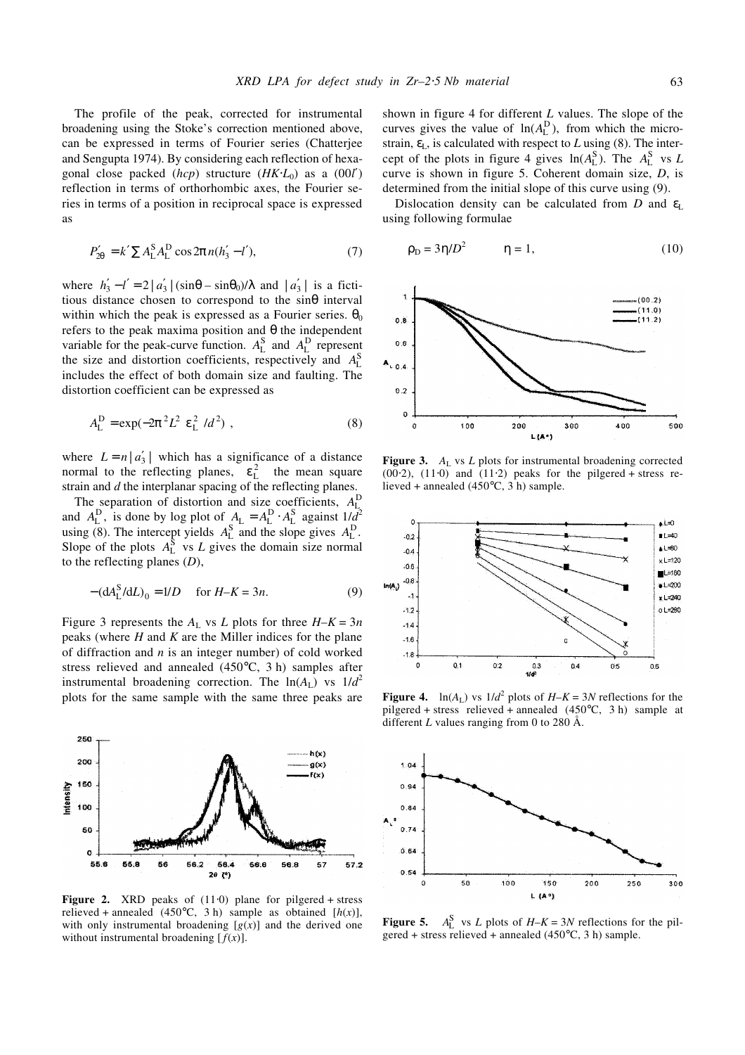The profile of the peak, corrected for instrumental broadening using the Stoke's correction mentioned above, can be expressed in terms of Fourier series (Chatterjee and Sengupta 1974). By considering each reflection of hexagonal close packed (*hcp*) structure ($HK \cdot L_0$) as a ($00l'$) reflection in terms of orthorhombic axes, the Fourier series in terms of a position in reciprocal space is expressed as

$$P'_{2\theta} = k' \sum A_L^S A_L^D \cos 2\pi n(h'_3 - l'), \tag{7}$$

where $h'_3 - l' = 2\,|a'_3|\,(\sin\theta - \sin\theta_0)/\lambda$ and $|a'_3|$ is a fictitious distance chosen to correspond to the $\sin\theta$ interval within which the peak is expressed as a Fourier series. $\theta_0$ refers to the peak maxima position and $\theta$ the independent variable for the peak-curve function. $A_L^S$ and $A_L^D$ represent the size and distortion coefficients, respectively and $A_L^S$ includes the effect of both domain size and faulting. The distortion coefficient can be expressed as

$$A_L^D = \exp(-2\pi^2 L^2 \langle \varepsilon_L^2 \rangle / d^2), \tag{8}$$

where $L = n\,|a'_3|$ which has a significance of a distance normal to the reflecting planes, $\langle \varepsilon_L^2 \rangle$ the mean square strain and $d$ the interplanar spacing of the reflecting planes.

The separation of distortion and size coefficients, $A_L^D$ and $A_L^S$, is done by log plot of $A_L = A_L^D \cdot A_L^S$ against $1/d^2$ using (8). The intercept yields $A_L^S$ and the slope gives $A_L^D$. Slope of the plots $A_L^S$ vs $L$ gives the domain size normal to the reflecting planes ($D$),

$$-(\mathrm{d}A_L^S/\mathrm{d}L)_0 = 1/D \quad \text{for } H\text{–}K = 3n. \tag{9}$$

Figure 3 represents the $A_L$ vs $L$ plots for three $H$–$K = 3n$ peaks (where $H$ and $K$ are the Miller indices for the plane of diffraction and $n$ is an integer number) of cold worked stress relieved and annealed (450°C, 3 h) samples after instrumental broadening correction. The $\ln(A_L)$ vs $1/d^2$ plots for the same sample with the same three peaks are shown in figure 4 for different $L$ values. The slope of the curves gives the value of $\ln(A_L^D)$, from which the microstrain, $\varepsilon_L$, is calculated with respect to $L$ using (8). The intercept of the plots in figure 4 gives $\ln(A_L^S)$. The $A_L^S$ vs $L$ curve is shown in figure 5. Coherent domain size, $D$, is determined from the initial slope of this curve using (9).

Dislocation density can be calculated from $D$ and $\varepsilon_L$ using following formulae

$$\rho_D = 3\eta/D^2 \qquad \eta = 1, \tag{10}$$

**Figure 2.** XRD peaks of (11·0) plane for pilgered + stress relieved + annealed (450°C, 3 h) sample as obtained [$h(x)$], with only instrumental broadening [$g(x)$] and the derived one without instrumental broadening [$f(x)$].

**Figure 3.** $A_L$ vs $L$ plots for instrumental broadening corrected (00·2), (11·0) and (11·2) peaks for the pilgered + stress relieved + annealed (450°C, 3 h) sample.

**Figure 4.** $\ln(A_L)$ vs $1/d^2$ plots of $H$–$K = 3N$ reflections for the pilgered + stress relieved + annealed (450°C, 3 h) sample at different $L$ values ranging from 0 to 280 Å.

**Figure 5.** $A_L^S$ vs $L$ plots of $H$–$K = 3N$ reflections for the pilgered + stress relieved + annealed (450°C, 3 h) sample.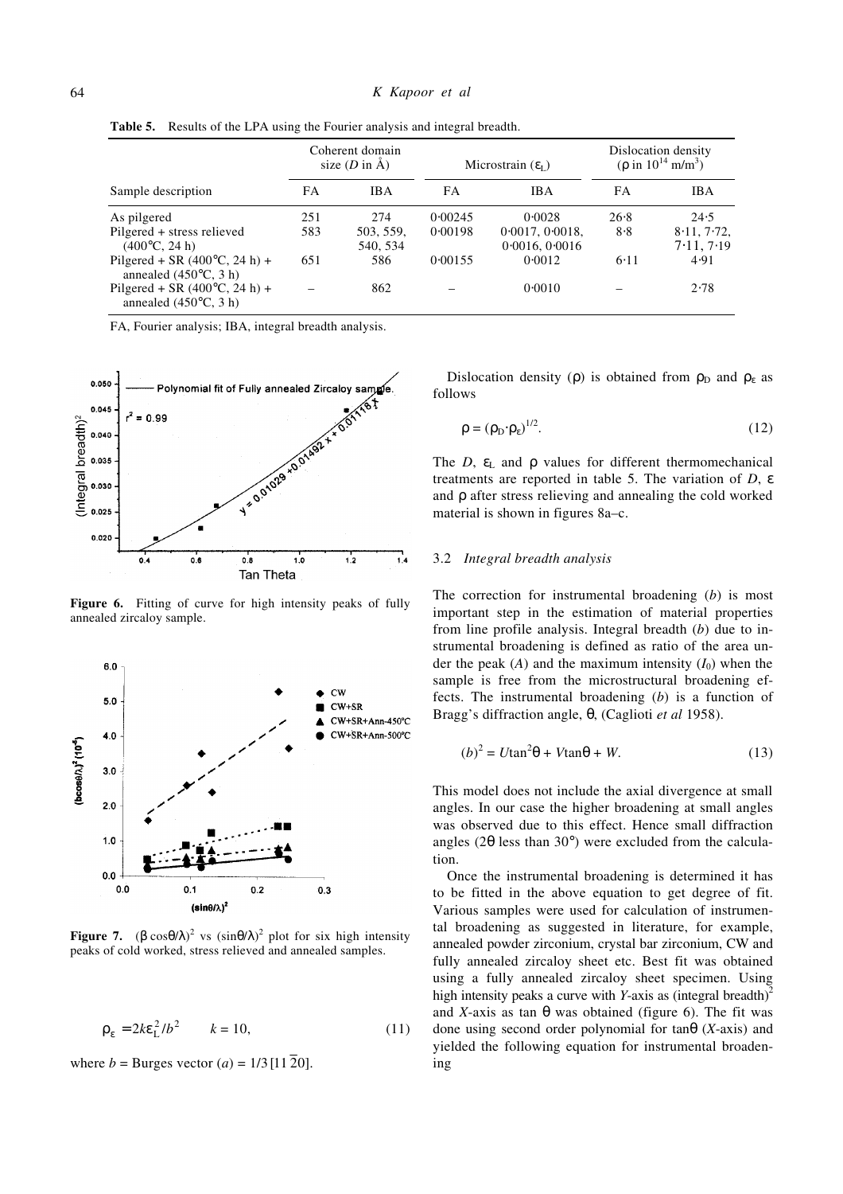**Table 5.** Results of the LPA using the Fourier analysis and integral breadth.

| Sample description | Coherent domain size ($D$ in Å) | | Microstrain ($\varepsilon_L$) | | Dislocation density ($\rho$ in $10^{14}$ m/m$^3$) | |
|---|---|---|---|---|---|---|
| | FA | IBA | FA | IBA | FA | IBA |
| As pilgered | 251 | 274 | 0·00245 | 0·0028 | 26·8 | 24·5 |
| Pilgered + stress relieved (400°C, 24 h) | 583 | 503, 559, 540, 534 | 0·00198 | 0·0017, 0·0018, 0·0016, 0·0016 | 8·8 | 8·11, 7·72, 7·11, 7·19 |
| Pilgered + SR (400°C, 24 h) + annealed (450°C, 3 h) | 651 | 586 | 0·00155 | 0·0012 | 6·11 | 4·91 |
| Pilgered + SR (400°C, 24 h) + annealed (450°C, 3 h) | – | 862 | – | 0·0010 | – | 2·78 |

FA, Fourier analysis; IBA, integral breadth analysis.

**Figure 6.** Fitting of curve for high intensity peaks of fully annealed zircaloy sample.

**Figure 7.** $(\beta\cos\theta/\lambda)^2$ vs $(\sin\theta/\lambda)^2$ plot for six high intensity peaks of cold worked, stress relieved and annealed samples.

$$\rho_\varepsilon = 2k\varepsilon_L^2/b^2 \qquad k = 10, \tag{11}$$

where $b$ = Burges vector ($a$) = 1/3 [11$\overline{2}$0].

Dislocation density ($\rho$) is obtained from $\rho_D$ and $\rho_\varepsilon$ as follows

$$\rho = (\rho_D \cdot \rho_\varepsilon)^{1/2}. \tag{12}$$

The $D$, $\varepsilon_L$ and $\rho$ values for different thermomechanical treatments are reported in table 5. The variation of $D$, $\varepsilon$ and $\rho$ after stress relieving and annealing the cold worked material is shown in figures 8a–c.

### 3.2 *Integral breadth analysis*

The correction for instrumental broadening ($b$) is most important step in the estimation of material properties from line profile analysis. Integral breadth ($b$) due to instrumental broadening is defined as ratio of the area under the peak ($A$) and the maximum intensity ($I_0$) when the sample is free from the microstructural broadening effects. The instrumental broadening ($b$) is a function of Bragg's diffraction angle, $\theta$, (Caglioti *et al* 1958).

$$(b)^2 = U\tan^2\theta + V\tan\theta + W. \tag{13}$$

This model does not include the axial divergence at small angles. In our case the higher broadening at small angles was observed due to this effect. Hence small diffraction angles ($2\theta$ less than 30°) were excluded from the calculation.

Once the instrumental broadening is determined it has to be fitted in the above equation to get degree of fit. Various samples were used for calculation of instrumental broadening as suggested in literature, for example, annealed powder zirconium, crystal bar zirconium, CW and fully annealed zircaloy sheet etc. Best fit was obtained using a fully annealed zircaloy sheet specimen. Using high intensity peaks a curve with $Y$-axis as (integral breadth)$^2$ and $X$-axis as tan $\theta$ was obtained (figure 6). The fit was done using second order polynomial for $\tan\theta$ ($X$-axis) and yielded the following equation for instrumental broadening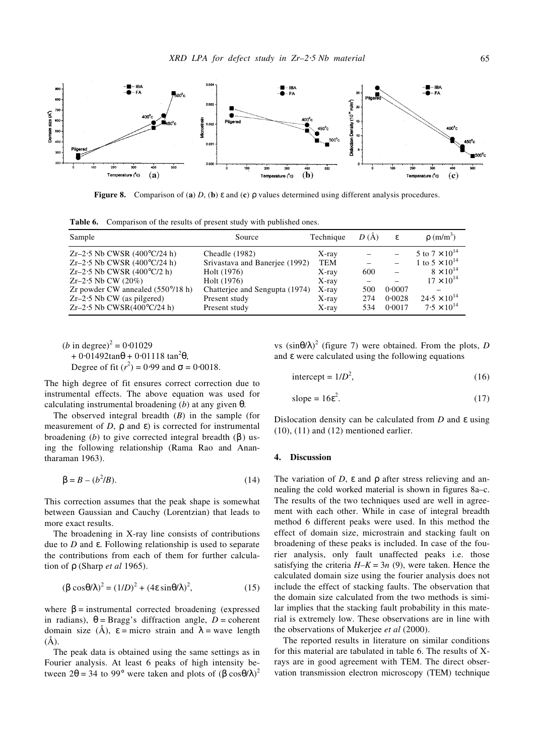**Figure 8.** Comparison of (**a**) $D$, (**b**) $\varepsilon$ and (**c**) $\rho$ values determined using different analysis procedures.

**Table 6.** Comparison of the results of present study with published ones.

| Sample | Source | Technique | $D$ (Å) | $\varepsilon$ | $\rho$ (m/m$^3$) |
|---|---|---|---|---|---|
| Zr–2·5 Nb CWSR (400°C/24 h) | Cheadle (1982) | X-ray | – | – | 5 to 7 $\times 10^{14}$ |
| Zr–2·5 Nb CWSR (400°C/24 h) | Srivastava and Banerjee (1992) | TEM | – | – | 1 to 5 $\times 10^{14}$ |
| Zr–2·5 Nb CWSR (400°C/2 h) | Holt (1976) | X-ray | 600 | – | 8 $\times 10^{14}$ |
| Zr–2·5 Nb CW (20%) | Holt (1976) | X-ray | – | – | 17 $\times 10^{14}$ |
| Zr powder CW annealed (550°/18 h) | Chatterjee and Sengupta (1974) | X-ray | 500 | 0·0007 | – |
| Zr–2·5 Nb CW (as pilgered) | Present study | X-ray | 274 | 0·0028 | 24·5 $\times 10^{14}$ |
| Zr–2·5 Nb CWSR(400°C/24 h) | Present study | X-ray | 534 | 0·0017 | 7·5 $\times 10^{14}$ |

$(b \text{ in degree})^2 = 0{\cdot}01029 + 0{\cdot}01492\tan\theta + 0{\cdot}01118\tan^2\theta$,
Degree of fit ($r^2$) = 0·99 and $\sigma$ = 0·0018.

The high degree of fit ensures correct correction due to instrumental effects. The above equation was used for calculating instrumental broadening ($b$) at any given $\theta$.

The observed integral breadth ($B$) in the sample (for measurement of $D$, $\rho$ and $\varepsilon$) is corrected for instrumental broadening ($b$) to give corrected integral breadth ($\beta$) using the following relationship (Rama Rao and Anantharaman 1963).

$$\beta = B - (b^2/B). \tag{14}$$

This correction assumes that the peak shape is somewhat between Gaussian and Cauchy (Lorentzian) that leads to more exact results.

The broadening in X-ray line consists of contributions due to $D$ and $\varepsilon$. Following relationship is used to separate the contributions from each of them for further calculation of $\rho$ (Sharp *et al* 1965).

$$(\beta\cos\theta/\lambda)^2 = (1/D)^2 + (4\varepsilon\sin\theta/\lambda)^2, \tag{15}$$

where $\beta$ = instrumental corrected broadening (expressed in radians), $\theta$ = Bragg's diffraction angle, $D$ = coherent domain size (Å), $\varepsilon$ = micro strain and $\lambda$ = wave length (Å).

The peak data is obtained using the same settings as in Fourier analysis. At least 6 peaks of high intensity between $2\theta$ = 34 to 99° were taken and plots of $(\beta\cos\theta/\lambda)^2$ vs $(\sin\theta/\lambda)^2$ (figure 7) were obtained. From the plots, $D$ and $\varepsilon$ were calculated using the following equations

$$\text{intercept} = 1/D^2, \tag{16}$$

$$\text{slope} = 16\varepsilon^2. \tag{17}$$

Dislocation density can be calculated from $D$ and $\varepsilon$ using (10), (11) and (12) mentioned earlier.

## 4. Discussion

The variation of $D$, $\varepsilon$ and $\rho$ after stress relieving and annealing the cold worked material is shown in figures 8a–c. The results of the two techniques used are well in agreement with each other. While in case of integral breadth method 6 different peaks were used. In this method the effect of domain size, microstrain and stacking fault on broadening of these peaks is included. In case of the fourier analysis, only fault unaffected peaks i.e. those satisfying the criteria $H-K = 3n$ (9), were taken. Hence the calculated domain size using the fourier analysis does not include the effect of stacking faults. The observation that the domain size calculated from the two methods is similar implies that the stacking fault probability in this material is extremely low. These observations are in line with the observations of Mukerjee *et al* (2000).

The reported results in literature on similar conditions for this material are tabulated in table 6. The results of X-rays are in good agreement with TEM. The direct observation transmission electron microscopy (TEM) technique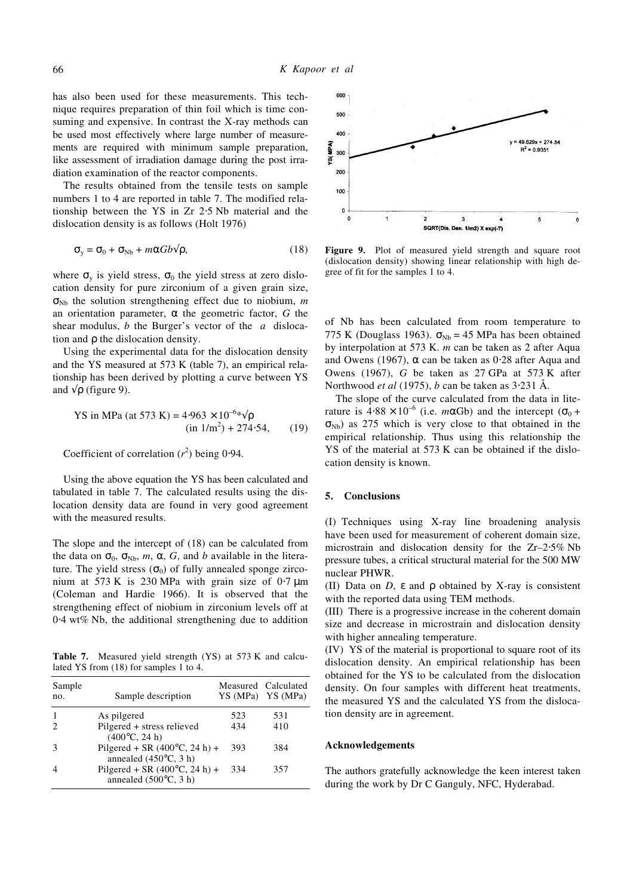has also been used for these measurements. This technique requires preparation of thin foil which is time consuming and expensive. In contrast the X-ray methods can be used most effectively where large number of measurements are required with minimum sample preparation, like assessment of irradiation damage during the post irradiation examination of the reactor components.

The results obtained from the tensile tests on sample numbers 1 to 4 are reported in table 7. The modified relationship between the YS in Zr 2·5 Nb material and the dislocation density is as follows (Holt 1976)

$$\sigma_y = \sigma_0 + \sigma_{Nb} + m\alpha G b\sqrt{\rho}, \tag{18}$$

where $\sigma_y$ is yield stress, $\sigma_0$ the yield stress at zero dislocation density for pure zirconium of a given grain size, $\sigma_{Nb}$ the solution strengthening effect due to niobium, $m$ an orientation parameter, $\alpha$ the geometric factor, $G$ the shear modulus, $b$ the Burger's vector of the $a$ dislocation and $\rho$ the dislocation density.

Using the experimental data for the dislocation density and the YS measured at 573 K (table 7), an empirical relationship has been derived by plotting a curve between YS and $\sqrt{\rho}$ (figure 9).

$$\text{YS in MPa (at 573 K)} = 4{\cdot}963 \times 10^{-6} * \sqrt{\rho} \ (\text{in } 1/\text{m}^2) + 274{\cdot}54, \tag{19}$$

Coefficient of correlation ($r^2$) being 0·94.

Using the above equation the YS has been calculated and tabulated in table 7. The calculated results using the dislocation density data are found in very good agreement with the measured results.

The slope and the intercept of (18) can be calculated from the data on $\sigma_0$, $\sigma_{Nb}$, $m$, $\alpha$, $G$, and $b$ available in the literature. The yield stress ($\sigma_0$) of fully annealed sponge zirconium at 573 K is 230 MPa with grain size of 0·7 μm (Coleman and Hardie 1966). It is observed that the strengthening effect of niobium in zirconium levels off at 0·4 wt% Nb, the additional strengthening due to addition of Nb has been calculated from room temperature to 775 K (Douglass 1963). $\sigma_{Nb} = 45$ MPa has been obtained by interpolation at 573 K. $m$ can be taken as 2 after Aqua and Owens (1967), $\alpha$ can be taken as 0·28 after Aqua and Owens (1967), $G$ be taken as 27 GPa at 573 K after Northwood *et al* (1975), $b$ can be taken as 3·231 Å.

The slope of the curve calculated from the data in literature is $4{\cdot}88 \times 10^{-6}$ (i.e. $m\alpha Gb$) and the intercept ($\sigma_0 + \sigma_{Nb}$) as 275 which is very close to that obtained in the empirical relationship. Thus using this relationship the YS of the material at 573 K can be obtained if the dislocation density is known.

**Table 7.** Measured yield strength (YS) at 573 K and calculated YS from (18) for samples 1 to 4.

| Sample no. | Sample description | Measured YS (MPa) | Calculated YS (MPa) |
|---|---|---|---|
| 1 | As pilgered | 523 | 531 |
| 2 | Pilgered + stress relieved (400°C, 24 h) | 434 | 410 |
| 3 | Pilgered + SR (400°C, 24 h) + annealed (450°C, 3 h) | 393 | 384 |
| 4 | Pilgered + SR (400°C, 24 h) + annealed (500°C, 3 h) | 334 | 357 |

**Figure 9.** Plot of measured yield strength and square root (dislocation density) showing linear relationship with high degree of fit for the samples 1 to 4.

## 5. Conclusions

(I) Techniques using X-ray line broadening analysis have been used for measurement of coherent domain size, microstrain and dislocation density for the Zr–2·5% Nb pressure tubes, a critical structural material for the 500 MW nuclear PHWR.

(II) Data on $D$, $\varepsilon$ and $\rho$ obtained by X-ray is consistent with the reported data using TEM methods.

(III) There is a progressive increase in the coherent domain size and decrease in microstrain and dislocation density with higher annealing temperature.

(IV) YS of the material is proportional to square root of its dislocation density. An empirical relationship has been obtained for the YS to be calculated from the dislocation density. On four samples with different heat treatments, the measured YS and the calculated YS from the dislocation density are in agreement.

### Acknowledgements

The authors gratefully acknowledge the keen interest taken during the work by Dr C Ganguly, NFC, Hyderabad.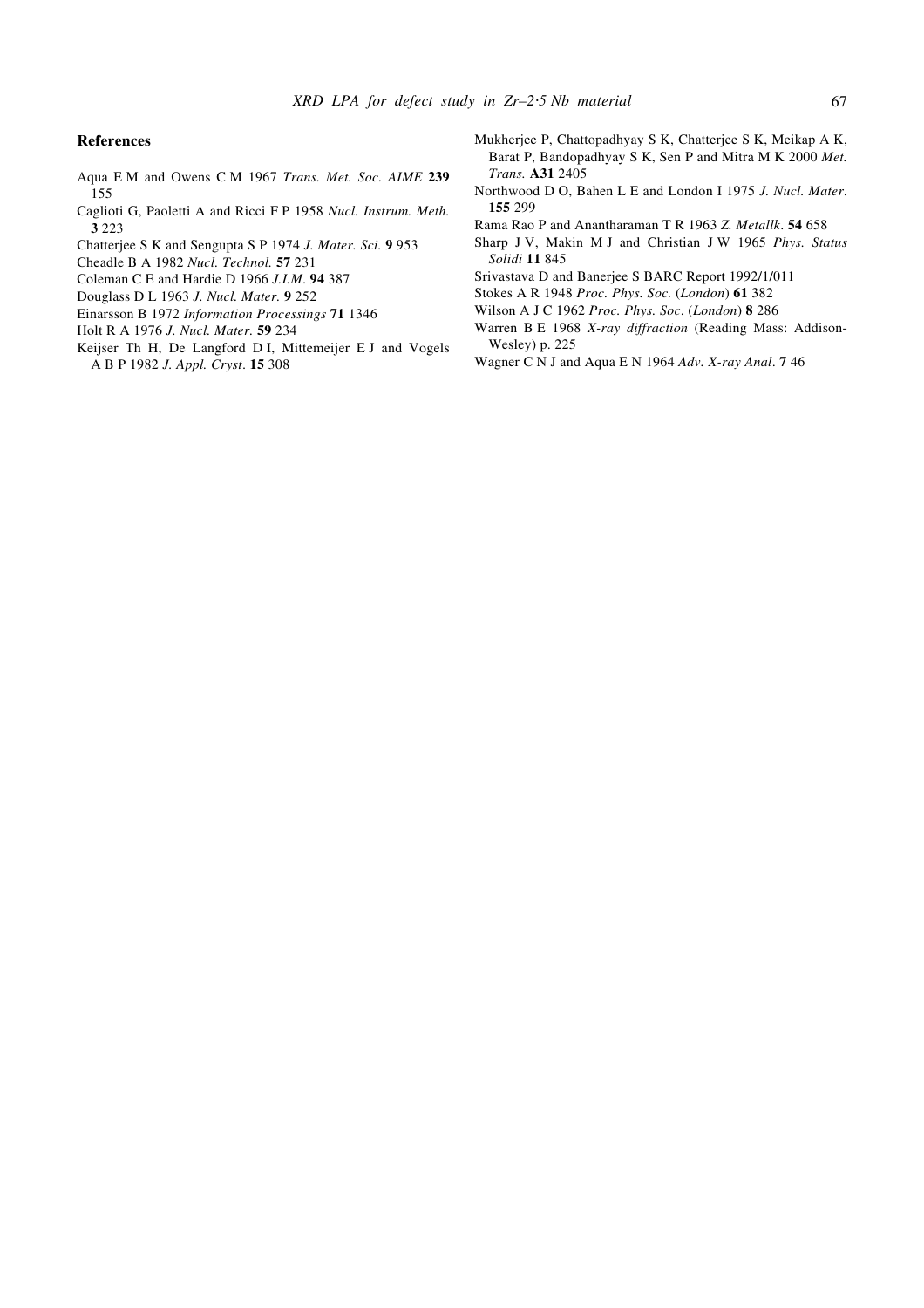## References

Aqua E M and Owens C M 1967 *Trans. Met. Soc. AIME* **239** 155

Caglioti G, Paoletti A and Ricci F P 1958 *Nucl. Instrum. Meth.* **3** 223

Chatterjee S K and Sengupta S P 1974 *J. Mater. Sci.* **9** 953

Cheadle B A 1982 *Nucl. Technol.* **57** 231

Coleman C E and Hardie D 1966 *J.I.M.* **94** 387

Douglass D L 1963 *J. Nucl. Mater.* **9** 252

Einarsson B 1972 *Information Processings* **71** 1346

Holt R A 1976 *J. Nucl. Mater.* **59** 234

Keijser Th H, De Langford D I, Mittemeijer E J and Vogels A B P 1982 *J. Appl. Cryst*. **15** 308

Mukherjee P, Chattopadhyay S K, Chatterjee S K, Meikap A K, Barat P, Bandopadhyay S K, Sen P and Mitra M K 2000 *Met. Trans.* **A31** 2405

Northwood D O, Bahen L E and London I 1975 *J. Nucl. Mater*. **155** 299

Rama Rao P and Anantharaman T R 1963 *Z. Metallk*. **54** 658

Sharp J V, Makin M J and Christian J W 1965 *Phys. Status Solidi* **11** 845

Srivastava D and Banerjee S BARC Report 1992/1/011

Stokes A R 1948 *Proc. Phys. Soc.* (*London*) **61** 382

Wilson A J C 1962 *Proc. Phys. Soc*. (*London*) **8** 286

Warren B E 1968 *X-ray diffraction* (Reading Mass: Addison-Wesley) p. 225

Wagner C N J and Aqua E N 1964 *Adv. X-ray Anal*. **7** 46